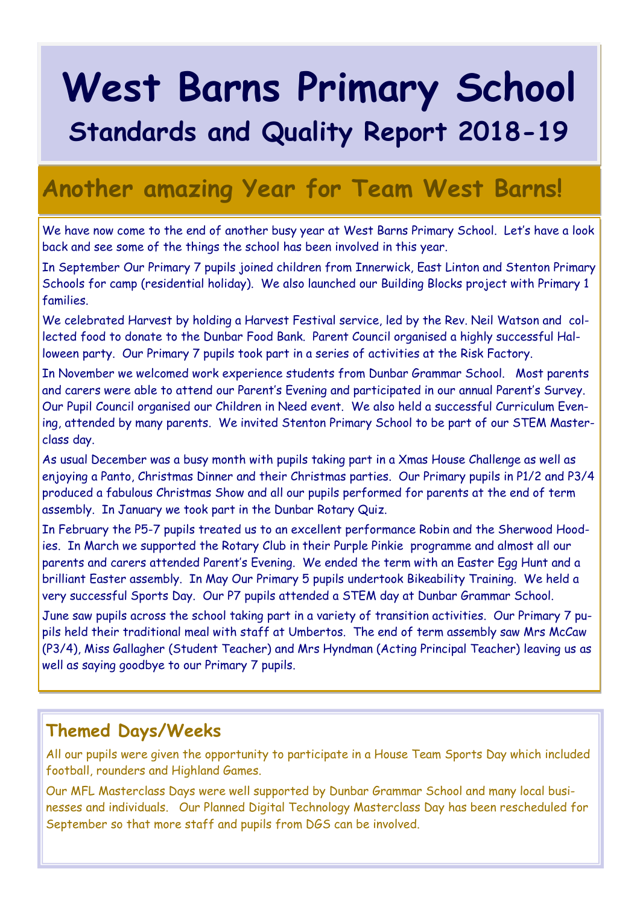# West Barns Primary School

## Standards and Quality Report 2018-19

## Another amazing Year for Team West Barns!

We have now come to the end of another busy year at West Barns Primary School. Let's have a look back and see some of the things the school has been involved in this year.

In September Our Primary 7 pupils joined children from Innerwick, East Linton and Stenton Primary Schools for camp (residential holiday). We also launched our Building Blocks project with Primary 1 families.

We celebrated Harvest by holding a Harvest Festival service, led by the Rev. Neil Watson and collected food to donate to the Dunbar Food Bank. Parent Council organised a highly successful Halloween party. Our Primary 7 pupils took part in a series of activities at the Risk Factory.

In November we welcomed work experience students from Dunbar Grammar School. Most parents and carers were able to attend our Parent's Evening and participated in our annual Parent's Survey. Our Pupil Council organised our Children in Need event. We also held a successful Curriculum Evening, attended by many parents. We invited Stenton Primary School to be part of our STEM Masterclass day.

As usual December was a busy month with pupils taking part in a Xmas House Challenge as well as enjoying a Panto, Christmas Dinner and their Christmas parties. Our Primary pupils in P1/2 and P3/4 produced a fabulous Christmas Show and all our pupils performed for parents at the end of term assembly. In January we took part in the Dunbar Rotary Quiz.

In February the P5-7 pupils treated us to an excellent performance Robin and the Sherwood Hoodies. In March we supported the Rotary Club in their Purple Pinkie programme and almost all our parents and carers attended Parent's Evening. We ended the term with an Easter Egg Hunt and a brilliant Easter assembly. In May Our Primary 5 pupils undertook Bikeability Training. We held a very successful Sports Day. Our P7 pupils attended a STEM day at Dunbar Grammar School.

June saw pupils across the school taking part in a variety of transition activities. Our Primary 7 pupils held their traditional meal with staff at Umbertos. The end of term assembly saw Mrs McCaw (P3/4), Miss Gallagher (Student Teacher) and Mrs Hyndman (Acting Principal Teacher) leaving us as well as saying goodbye to our Primary 7 pupils.

### Themed Days/Weeks

All our pupils were given the opportunity to participate in a House Team Sports Day which included football, rounders and Highland Games.

Our MFL Masterclass Days were well supported by Dunbar Grammar School and many local businesses and individuals. Our Planned Digital Technology Masterclass Day has been rescheduled for September so that more staff and pupils from DGS can be involved.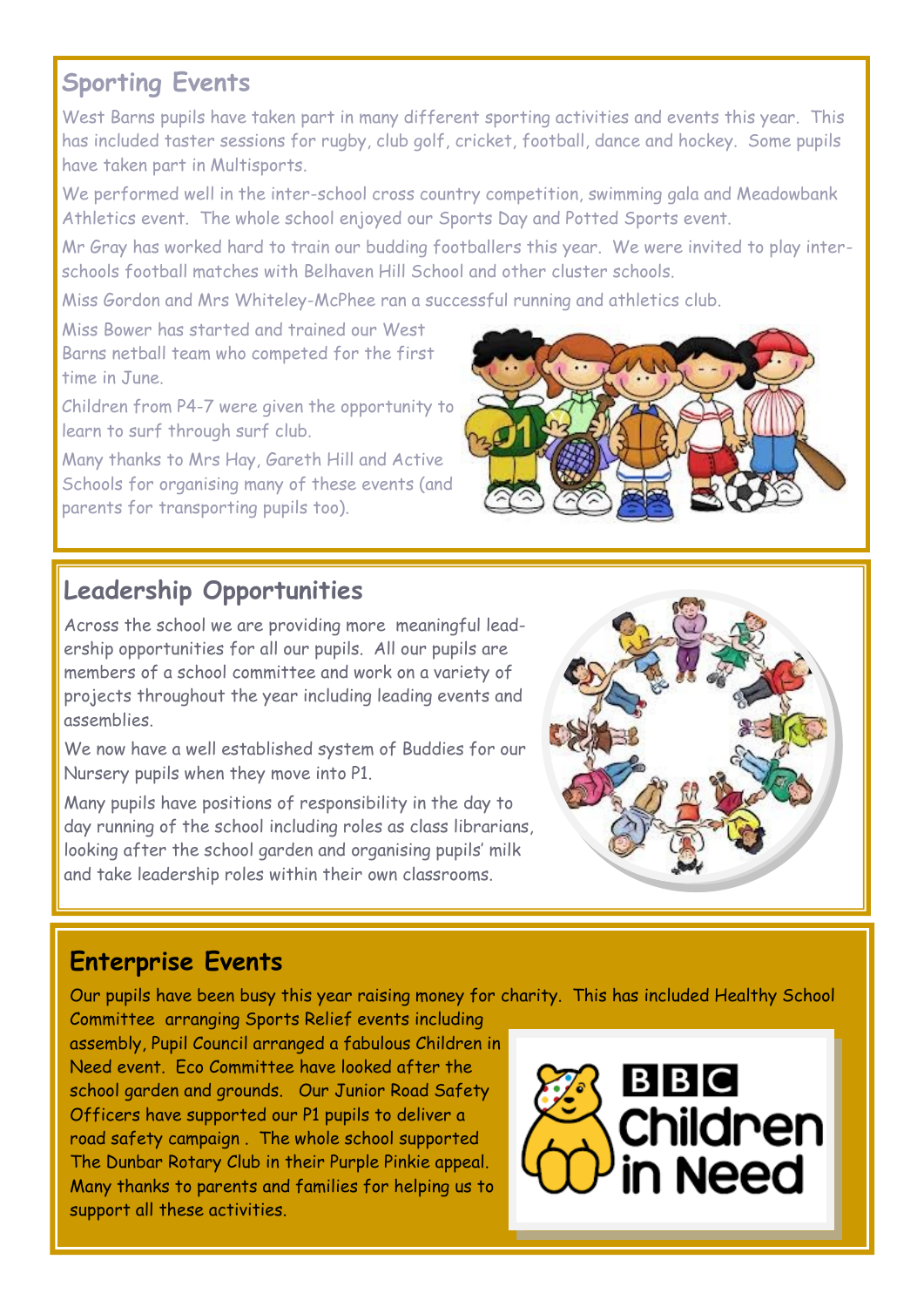## Sporting Events

West Barns pupils have taken part in many different sporting activities and events this year. This has included taster sessions for rugby, club golf, cricket, football, dance and hockey. Some pupils have taken part in Multisports.

We performed well in the inter-school cross country competition, swimming gala and Meadowbank Athletics event. The whole school enjoyed our Sports Day and Potted Sports event.

Mr Gray has worked hard to train our budding footballers this year. We were invited to play inter-schools football matches with Belhaven Hill School and other cluster schools.

Miss Gordon and Mrs Whiteley-McPhee ran a successful running and athletics club.

Miss Bower has started and trained our West Barns netball team who competed for the first time in June.

Children from P4-7 were given the opportunity to learn to surf through surf club.

Many thanks to Mrs Hay, Gareth Hill and Active Schools for organising many of these events (and parents for transporting pupils too).

## Leadership Opportunities

Across the school we are providing more meaningful leadership opportunities for all our pupils. All our pupils are members of a school committee and work on a variety of projects throughout the year including leading events and assemblies.

We now have a well established system of Buddies for our Nursery pupils when they move into P1.

Many pupils have positions of responsibility in the day to day running of the school including roles as class librarians, looking after the school garden and organising pupils' milk and take leadership roles within their own classrooms.

## Enterprise Events

Our pupils have been busy this year raising money for charity. This has included Healthy School Committee arranging Sports Relief events including assembly, Pupil Council arranged a fabulous Children in Need event. Eco Committee have looked after the school garden and grounds. Our Junior Road Safety Officers have supported our P1 pupils to deliver a road safety campaign . The whole school supported The Dunbar Rotary Club in their Purple Pinkie appeal. Many thanks to parents and families for helping us to support all these activities.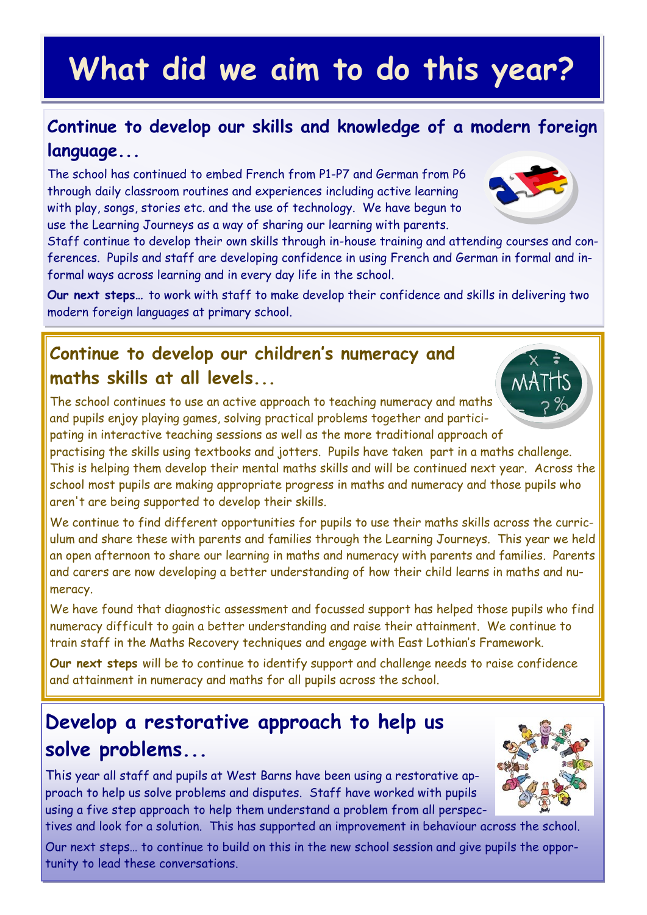# What did we aim to do this year?

## Continue to develop our skills and knowledge of a modern foreign language...

The school has continued to embed French from P1-P7 and German from P6 through daily classroom routines and experiences including active learning with play, songs, stories etc. and the use of technology. We have begun to use the Learning Journeys as a way of sharing our learning with parents. Staff continue to develop their own skills through in-house training and attending courses and conferences. Pupils and staff are developing confidence in using French and German in formal and informal ways across learning and in every day life in the school.

**Our next steps…** to work with staff to make develop their confidence and skills in delivering two modern foreign languages at primary school.

## Continue to develop our children's numeracy and maths skills at all levels...

The school continues to use an active approach to teaching numeracy and maths and pupils enjoy playing games, solving practical problems together and participating in interactive teaching sessions as well as the more traditional approach of practising the skills using textbooks and jotters. Pupils have taken part in a maths challenge. This is helping them develop their mental maths skills and will be continued next year. Across the school most pupils are making appropriate progress in maths and numeracy and those pupils who aren't are being supported to develop their skills.

We continue to find different opportunities for pupils to use their maths skills across the curriculum and share these with parents and families through the Learning Journeys. This year we held an open afternoon to share our learning in maths and numeracy with parents and families. Parents and carers are now developing a better understanding of how their child learns in maths and numeracy.

We have found that diagnostic assessment and focussed support has helped those pupils who find numeracy difficult to gain a better understanding and raise their attainment. We continue to train staff in the Maths Recovery techniques and engage with East Lothian's Framework.

**Our next steps** will be to continue to identify support and challenge needs to raise confidence and attainment in numeracy and maths for all pupils across the school.

## Develop a restorative approach to help us solve problems...

This year all staff and pupils at West Barns have been using a restorative approach to help us solve problems and disputes. Staff have worked with pupils using a five step approach to help them understand a problem from all perspectives and look for a solution. This has supported an improvement in behaviour across the school.

Our next steps… to continue to build on this in the new school session and give pupils the opportunity to lead these conversations.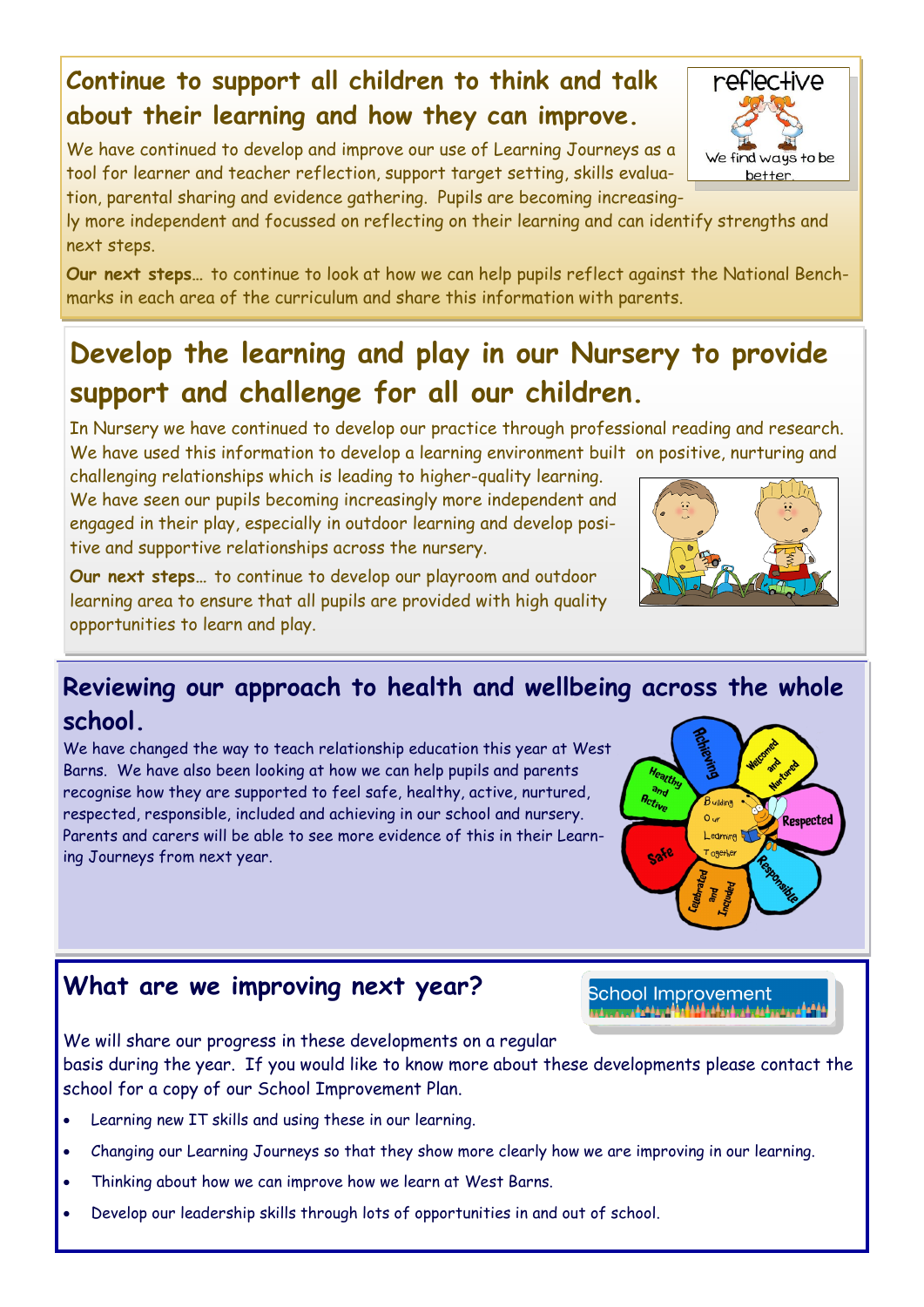## Continue to support all children to think and talk about their learning and how they can improve.

We have continued to develop and improve our use of Learning Journeys as a tool for learner and teacher reflection, support target setting, skills evaluation, parental sharing and evidence gathering. Pupils are becoming increasingly more independent and focussed on reflecting on their learning and can identify strengths and next steps.

**Our next steps**… to continue to look at how we can help pupils reflect against the National Benchmarks in each area of the curriculum and share this information with parents.

## Develop the learning and play in our Nursery to provide support and challenge for all our children.

In Nursery we have continued to develop our practice through professional reading and research. We have used this information to develop a learning environment built on positive, nurturing and challenging relationships which is leading to higher-quality learning. We have seen our pupils becoming increasingly more independent and engaged in their play, especially in outdoor learning and develop positive and supportive relationships across the nursery.

**Our next steps**… to continue to develop our playroom and outdoor learning area to ensure that all pupils are provided with high quality opportunities to learn and play.

## Reviewing our approach to health and wellbeing across the whole school.

We have changed the way to teach relationship education this year at West Barns. We have also been looking at how we can help pupils and parents recognise how they are supported to feel safe, healthy, active, nurtured, respected, responsible, included and achieving in our school and nursery. Parents and carers will be able to see more evidence of this in their Learning Journeys from next year.

## What are we improving next year?

We will share our progress in these developments on a regular basis during the year. If you would like to know more about these developments please contact the school for a copy of our School Improvement Plan.

- Learning new IT skills and using these in our learning.
- Changing our Learning Journeys so that they show more clearly how we are improving in our learning.
- Thinking about how we can improve how we learn at West Barns.
- Develop our leadership skills through lots of opportunities in and out of school.